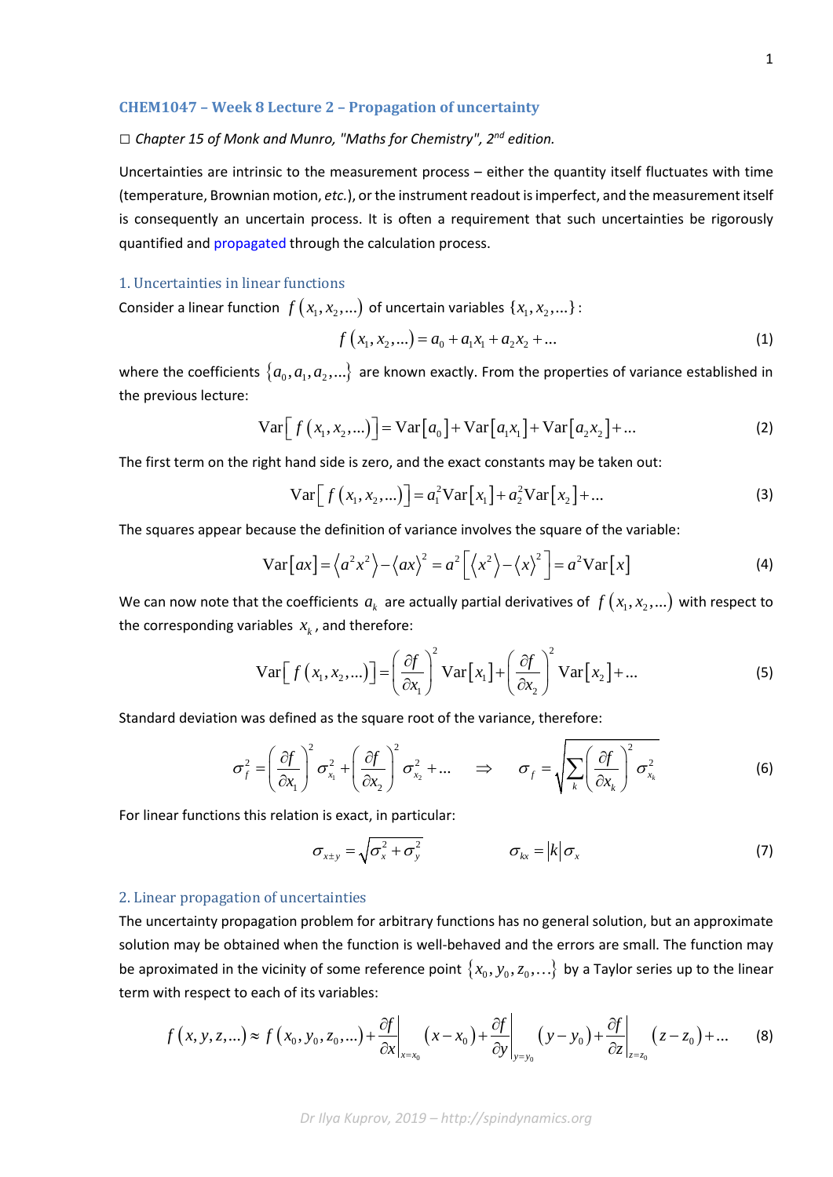# CHEM1047 – Week 8 Lecture 2 – Propagation of uncertainty

□ *Chapter 15 of Monk and Munro, "Maths for Chemistry", 2nd edition.*

Uncertainties are intrinsic to the measurement process – either the quantity itself fluctuates with time (temperature, Brownian motion, *etc.*), or the instrument readout is imperfect, and the measurement itself is consequently an uncertain process. It is often a requirement that such uncertainties be rigorously quantified and propagated through the calculation process.

## 1. Uncertainties in linear functions

Consider a linear function $f\left(x_1, x_2, \ldots\right)$ of uncertain variables $\{x_1, x_2, \ldots\}$:

$$f\left(x_1, x_2, \ldots\right) = a_0 + a_1 x_1 + a_2 x_2 + \ldots \tag{1}$$

where the coefficients $\{a_0, a_1, a_2, \ldots\}$ are known exactly. From the properties of variance established in the previous lecture:

$$\mathrm{Var}\left[f\left(x_1, x_2, \ldots\right)\right] = \mathrm{Var}\left[a_0\right] + \mathrm{Var}\left[a_1 x_1\right] + \mathrm{Var}\left[a_2 x_2\right] + \ldots \tag{2}$$

The first term on the right hand side is zero, and the exact constants may be taken out:

$$\mathrm{Var}\left[f\left(x_1, x_2, \ldots\right)\right] = a_1^2 \mathrm{Var}\left[x_1\right] + a_2^2 \mathrm{Var}\left[x_2\right] + \ldots \tag{3}$$

The squares appear because the definition of variance involves the square of the variable:

$$\mathrm{Var}\left[ax\right] = \left\langle a^2 x^2 \right\rangle - \left\langle ax \right\rangle^2 = a^2 \left[\left\langle x^2 \right\rangle - \left\langle x \right\rangle^2\right] = a^2 \mathrm{Var}\left[x\right] \tag{4}$$

We can now note that the coefficients $a_k$ are actually partial derivatives of $f\left(x_1, x_2, \ldots\right)$ with respect to the corresponding variables $x_k$, and therefore:

$$\mathrm{Var}\left[f\left(x_1, x_2, \ldots\right)\right] = \left(\frac{\partial f}{\partial x_1}\right)^2 \mathrm{Var}\left[x_1\right] + \left(\frac{\partial f}{\partial x_2}\right)^2 \mathrm{Var}\left[x_2\right] + \ldots \tag{5}$$

Standard deviation was defined as the square root of the variance, therefore:

$$\sigma_f^2 = \left(\frac{\partial f}{\partial x_1}\right)^2 \sigma_{x_1}^2 + \left(\frac{\partial f}{\partial x_2}\right)^2 \sigma_{x_2}^2 + \ldots \quad \Rightarrow \quad \sigma_f = \sqrt{\sum_k \left(\frac{\partial f}{\partial x_k}\right)^2 \sigma_{x_k}^2} \tag{6}$$

For linear functions this relation is exact, in particular:

$$\sigma_{x \pm y} = \sqrt{\sigma_x^2 + \sigma_y^2} \qquad\qquad \sigma_{kx} = |k| \sigma_x \tag{7}$$

## 2. Linear propagation of uncertainties

The uncertainty propagation problem for arbitrary functions has no general solution, but an approximate solution may be obtained when the function is well-behaved and the errors are small. The function may be aproximated in the vicinity of some reference point $\{x_0, y_0, z_0, \ldots\}$ by a Taylor series up to the linear term with respect to each of its variables:

$$f\left(x, y, z, \ldots\right) \approx f\left(x_0, y_0, z_0, \ldots\right) + \left.\frac{\partial f}{\partial x}\right|_{x=x_0} \left(x - x_0\right) + \left.\frac{\partial f}{\partial y}\right|_{y=y_0} \left(y - y_0\right) + \left.\frac{\partial f}{\partial z}\right|_{z=z_0} \left(z - z_0\right) + \ldots \tag{8}$$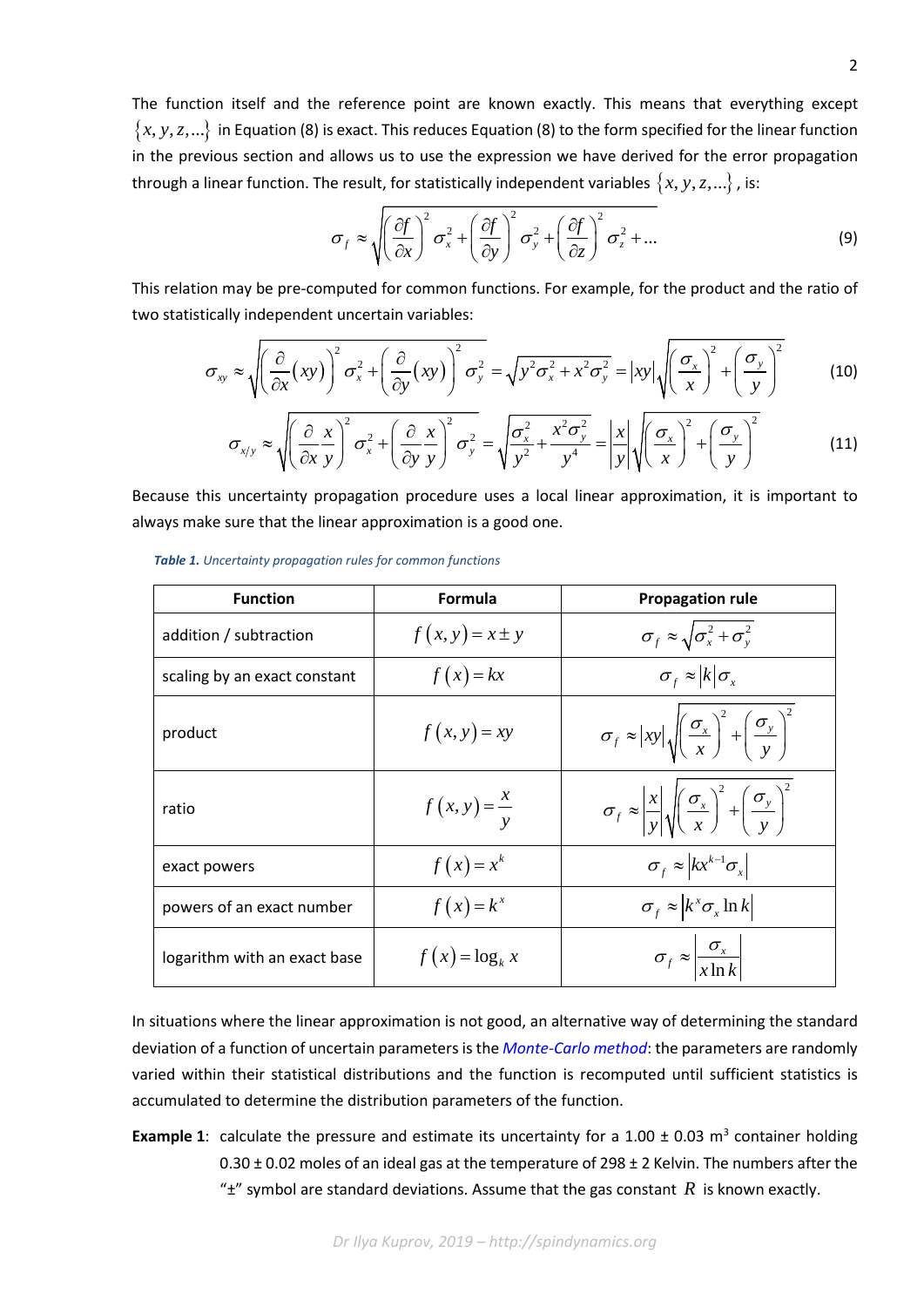The function itself and the reference point are known exactly. This means that everything except $\{x, y, z, \ldots\}$ in Equation (8) is exact. This reduces Equation (8) to the form specified for the linear function in the previous section and allows us to use the expression we have derived for the error propagation through a linear function. The result, for statistically independent variables $\{x, y, z, \ldots\}$, is:

$$\sigma_f \approx \sqrt{\left(\frac{\partial f}{\partial x}\right)^2 \sigma_x^2 + \left(\frac{\partial f}{\partial y}\right)^2 \sigma_y^2 + \left(\frac{\partial f}{\partial z}\right)^2 \sigma_z^2 + \ldots} \tag{9}$$

This relation may be pre-computed for common functions. For example, for the product and the ratio of two statistically independent uncertain variables:

$$\sigma_{xy} \approx \sqrt{\left(\frac{\partial}{\partial x}(xy)\right)^2 \sigma_x^2 + \left(\frac{\partial}{\partial y}(xy)\right)^2 \sigma_y^2} = \sqrt{y^2\sigma_x^2 + x^2\sigma_y^2} = |xy|\sqrt{\left(\frac{\sigma_x}{x}\right)^2 + \left(\frac{\sigma_y}{y}\right)^2} \tag{10}$$

$$\sigma_{x/y} \approx \sqrt{\left(\frac{\partial}{\partial x}\frac{x}{y}\right)^2 \sigma_x^2 + \left(\frac{\partial}{\partial y}\frac{x}{y}\right)^2 \sigma_y^2} = \sqrt{\frac{\sigma_x^2}{y^2} + \frac{x^2\sigma_y^2}{y^4}} = \left|\frac{x}{y}\right|\sqrt{\left(\frac{\sigma_x}{x}\right)^2 + \left(\frac{\sigma_y}{y}\right)^2} \tag{11}$$

Because this uncertainty propagation procedure uses a local linear approximation, it is important to always make sure that the linear approximation is a good one.

***Table 1.*** *Uncertainty propagation rules for common functions*

| Function | Formula | Propagation rule |
|---|---|---|
| addition / subtraction | $f(x,y) = x \pm y$ | $\sigma_f \approx \sqrt{\sigma_x^2 + \sigma_y^2}$ |
| scaling by an exact constant | $f(x) = kx$ | $\sigma_f \approx \|k\|\sigma_x$ |
| product | $f(x,y) = xy$ | $\sigma_f \approx \|xy\|\sqrt{\left(\frac{\sigma_x}{x}\right)^2 + \left(\frac{\sigma_y}{y}\right)^2}$ |
| ratio | $f(x,y) = \frac{x}{y}$ | $\sigma_f \approx \left\|\frac{x}{y}\right\|\sqrt{\left(\frac{\sigma_x}{x}\right)^2 + \left(\frac{\sigma_y}{y}\right)^2}$ |
| exact powers | $f(x) = x^k$ | $\sigma_f \approx \|kx^{k-1}\sigma_x\|$ |
| powers of an exact number | $f(x) = k^x$ | $\sigma_f \approx \|k^x\sigma_x \ln k\|$ |
| logarithm with an exact base | $f(x) = \log_k x$ | $\sigma_f \approx \left\|\frac{\sigma_x}{x\ln k}\right\|$ |

In situations where the linear approximation is not good, an alternative way of determining the standard deviation of a function of uncertain parameters is the *Monte-Carlo method*: the parameters are randomly varied within their statistical distributions and the function is recomputed until sufficient statistics is accumulated to determine the distribution parameters of the function.

**Example 1**: calculate the pressure and estimate its uncertainty for a 1.00 ± 0.03 $m^3$ container holding 0.30 ± 0.02 moles of an ideal gas at the temperature of 298 ± 2 Kelvin. The numbers after the "±" symbol are standard deviations. Assume that the gas constant $R$ is known exactly.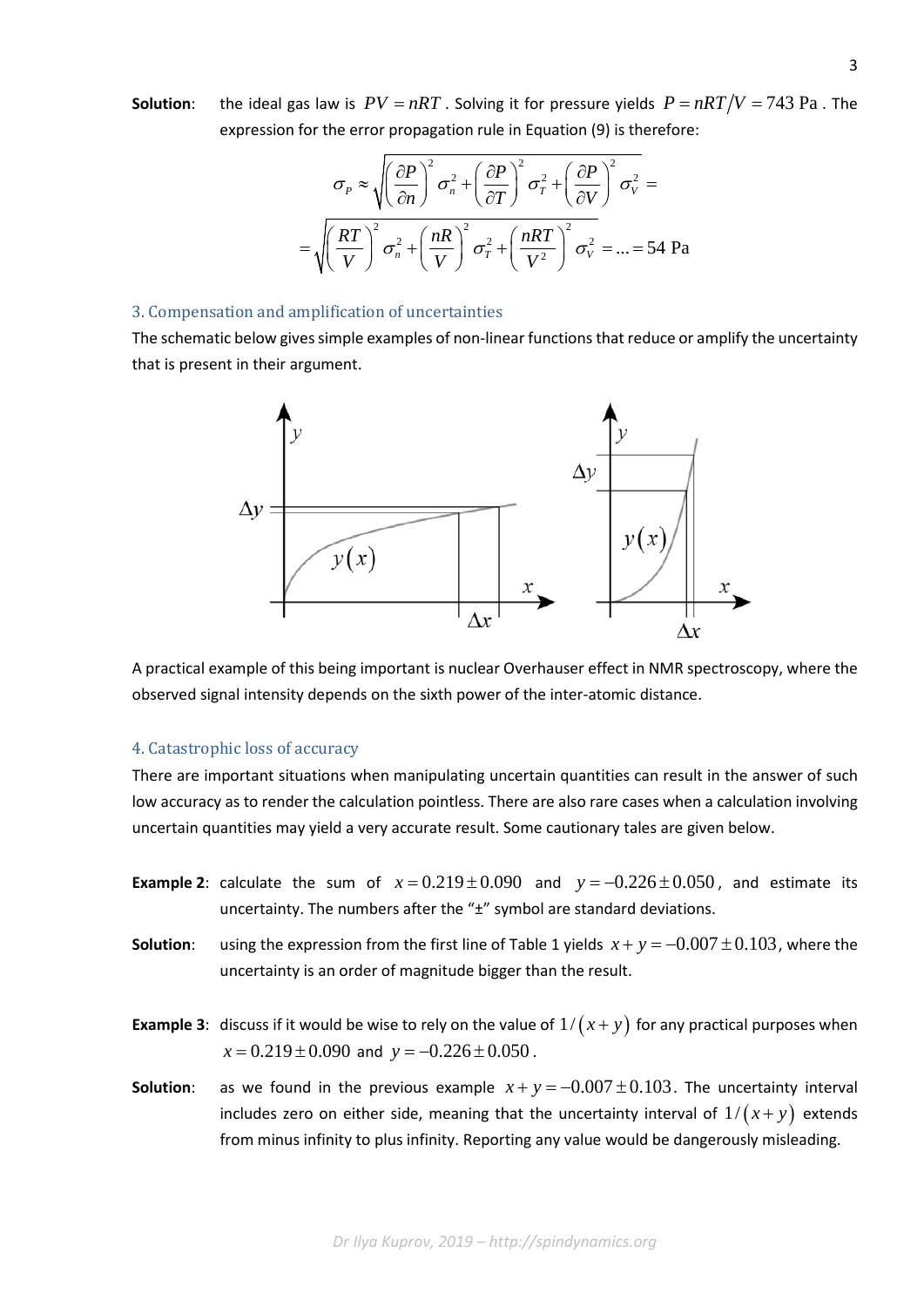**Solution**: the ideal gas law is $PV = nRT$. Solving it for pressure yields $P = nRT/V = 743\text{ Pa}$. The expression for the error propagation rule in Equation (9) is therefore:

$$\sigma_P \approx \sqrt{\left(\frac{\partial P}{\partial n}\right)^2 \sigma_n^2 + \left(\frac{\partial P}{\partial T}\right)^2 \sigma_T^2 + \left(\frac{\partial P}{\partial V}\right)^2 \sigma_V^2} =$$

$$= \sqrt{\left(\frac{RT}{V}\right)^2 \sigma_n^2 + \left(\frac{nR}{V}\right)^2 \sigma_T^2 + \left(\frac{nRT}{V^2}\right)^2 \sigma_V^2} = \ldots = 54\text{ Pa}$$

### 3. Compensation and amplification of uncertainties

The schematic below gives simple examples of non-linear functions that reduce or amplify the uncertainty that is present in their argument.

A practical example of this being important is nuclear Overhauser effect in NMR spectroscopy, where the observed signal intensity depends on the sixth power of the inter-atomic distance.

### 4. Catastrophic loss of accuracy

There are important situations when manipulating uncertain quantities can result in the answer of such low accuracy as to render the calculation pointless. There are also rare cases when a calculation involving uncertain quantities may yield a very accurate result. Some cautionary tales are given below.

**Example 2**: calculate the sum of $x = 0.219 \pm 0.090$ and $y = -0.226 \pm 0.050$, and estimate its uncertainty. The numbers after the "±" symbol are standard deviations.

**Solution**: using the expression from the first line of Table 1 yields $x + y = -0.007 \pm 0.103$, where the uncertainty is an order of magnitude bigger than the result.

**Example 3**: discuss if it would be wise to rely on the value of $1/(x+y)$ for any practical purposes when $x = 0.219 \pm 0.090$ and $y = -0.226 \pm 0.050$.

**Solution**: as we found in the previous example $x + y = -0.007 \pm 0.103$. The uncertainty interval includes zero on either side, meaning that the uncertainty interval of $1/(x+y)$ extends from minus infinity to plus infinity. Reporting any value would be dangerously misleading.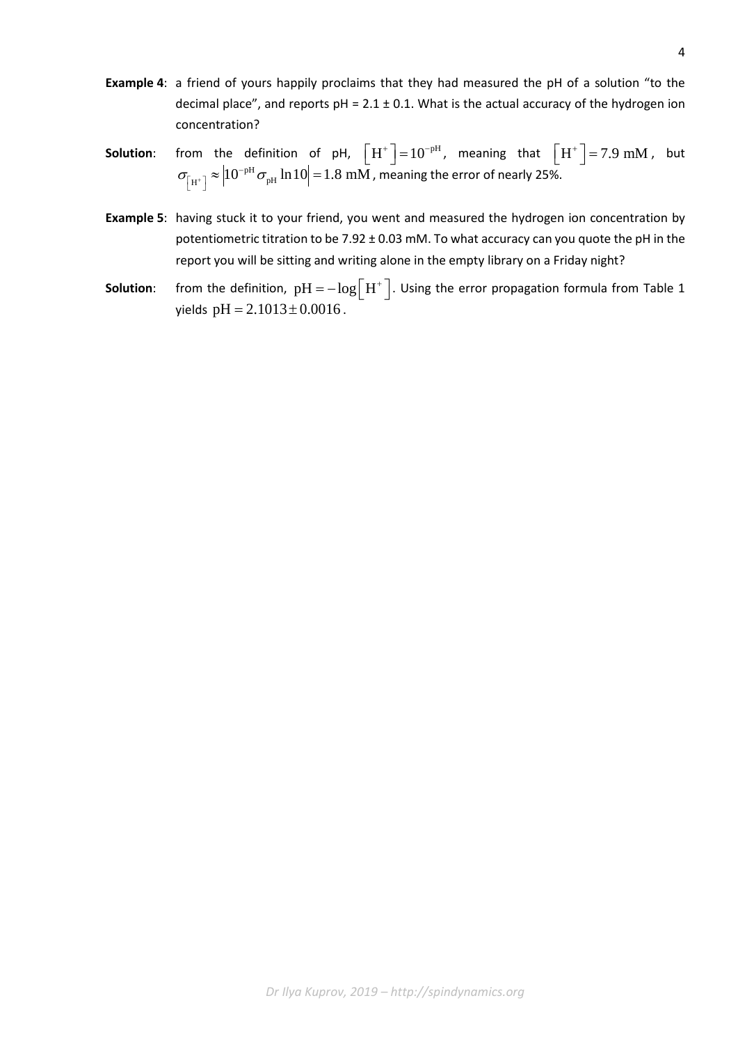**Example 4**: a friend of yours happily proclaims that they had measured the pH of a solution "to the decimal place", and reports pH = 2.1 ± 0.1. What is the actual accuracy of the hydrogen ion concentration?

**Solution**: from the definition of pH, $\left[\mathrm{H}^{+}\right]=10^{-\mathrm{pH}}$, meaning that $\left[\mathrm{H}^{+}\right]=7.9\ \mathrm{mM}$, but $\sigma_{\left[\mathrm{H}^{+}\right]} \approx \left|10^{-\mathrm{pH}}\sigma_{\mathrm{pH}}\ln 10\right| = 1.8\ \mathrm{mM}$, meaning the error of nearly 25%.

**Example 5**: having stuck it to your friend, you went and measured the hydrogen ion concentration by potentiometric titration to be 7.92 ± 0.03 mM. To what accuracy can you quote the pH in the report you will be sitting and writing alone in the empty library on a Friday night?

**Solution**: from the definition, $\mathrm{pH} = -\log\left[\mathrm{H}^{+}\right]$. Using the error propagation formula from Table 1 yields $\mathrm{pH} = 2.1013 \pm 0.0016$.